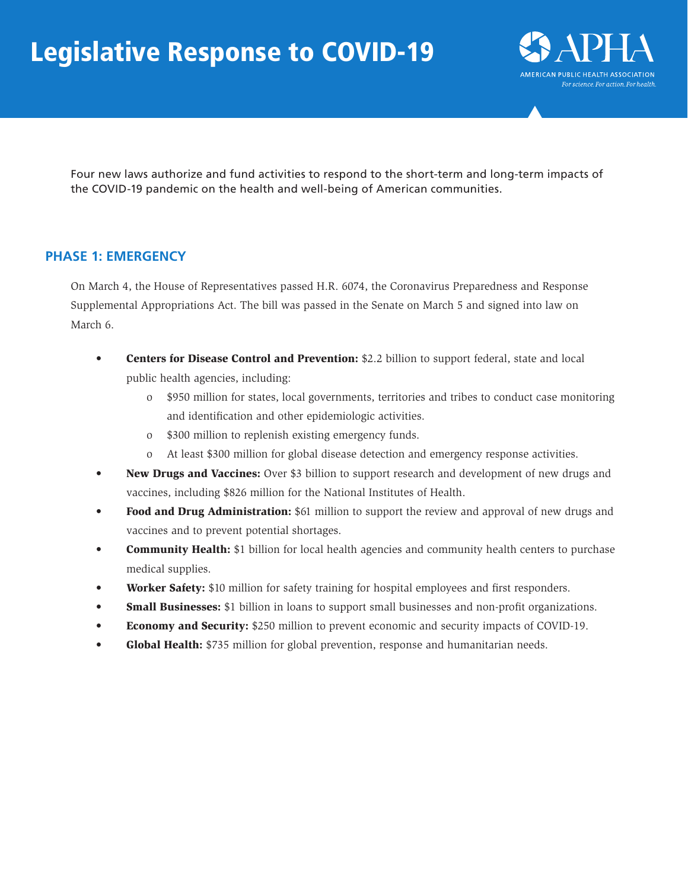# Legislative Response to COVID-19

APHA
AMERICAN PUBLIC HEALTH ASSOCIATION
*For science. For action. For health.*

Four new laws authorize and fund activities to respond to the short-term and long-term impacts of the COVID-19 pandemic on the health and well-being of American communities.

## PHASE 1: EMERGENCY

On March 4, the House of Representatives passed H.R. 6074, the Coronavirus Preparedness and Response Supplemental Appropriations Act. The bill was passed in the Senate on March 5 and signed into law on March 6.

- **Centers for Disease Control and Prevention:** $2.2 billion to support federal, state and local public health agencies, including:
  - $950 million for states, local governments, territories and tribes to conduct case monitoring and identification and other epidemiologic activities.
  - $300 million to replenish existing emergency funds.
  - At least $300 million for global disease detection and emergency response activities.
- **New Drugs and Vaccines:** Over $3 billion to support research and development of new drugs and vaccines, including $826 million for the National Institutes of Health.
- **Food and Drug Administration:** $61 million to support the review and approval of new drugs and vaccines and to prevent potential shortages.
- **Community Health:** $1 billion for local health agencies and community health centers to purchase medical supplies.
- **Worker Safety:** $10 million for safety training for hospital employees and first responders.
- **Small Businesses:** $1 billion in loans to support small businesses and non-profit organizations.
- **Economy and Security:** $250 million to prevent economic and security impacts of COVID-19.
- **Global Health:** $735 million for global prevention, response and humanitarian needs.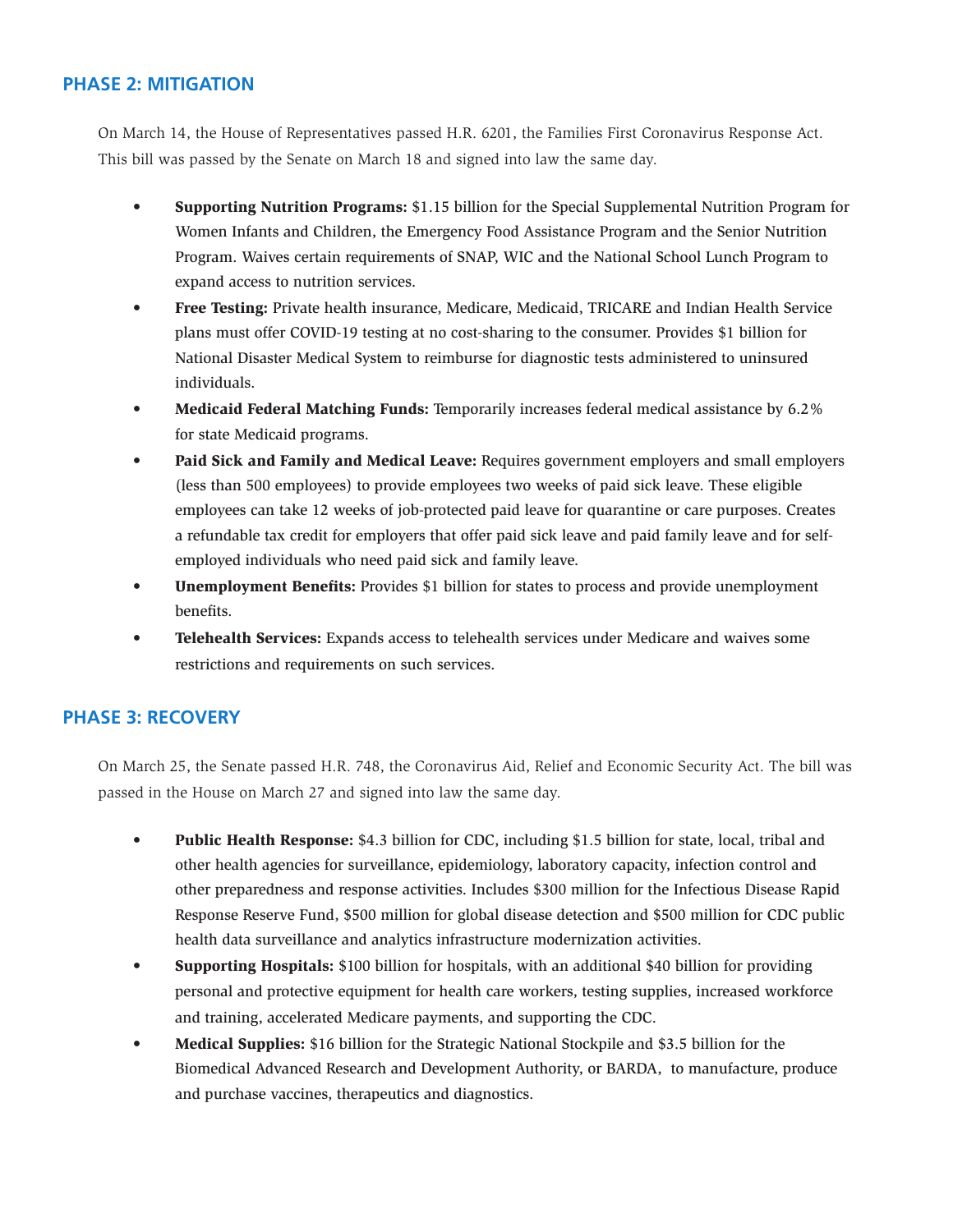## PHASE 2: MITIGATION

On March 14, the House of Representatives passed H.R. 6201, the Families First Coronavirus Response Act. This bill was passed by the Senate on March 18 and signed into law the same day.

- **Supporting Nutrition Programs:** $1.15 billion for the Special Supplemental Nutrition Program for Women Infants and Children, the Emergency Food Assistance Program and the Senior Nutrition Program. Waives certain requirements of SNAP, WIC and the National School Lunch Program to expand access to nutrition services.
- **Free Testing:** Private health insurance, Medicare, Medicaid, TRICARE and Indian Health Service plans must offer COVID-19 testing at no cost-sharing to the consumer. Provides $1 billion for National Disaster Medical System to reimburse for diagnostic tests administered to uninsured individuals.
- **Medicaid Federal Matching Funds:** Temporarily increases federal medical assistance by 6.2% for state Medicaid programs.
- **Paid Sick and Family and Medical Leave:** Requires government employers and small employers (less than 500 employees) to provide employees two weeks of paid sick leave. These eligible employees can take 12 weeks of job-protected paid leave for quarantine or care purposes. Creates a refundable tax credit for employers that offer paid sick leave and paid family leave and for self-employed individuals who need paid sick and family leave.
- **Unemployment Benefits:** Provides $1 billion for states to process and provide unemployment benefits.
- **Telehealth Services:** Expands access to telehealth services under Medicare and waives some restrictions and requirements on such services.

## PHASE 3: RECOVERY

On March 25, the Senate passed H.R. 748, the Coronavirus Aid, Relief and Economic Security Act. The bill was passed in the House on March 27 and signed into law the same day.

- **Public Health Response:** $4.3 billion for CDC, including $1.5 billion for state, local, tribal and other health agencies for surveillance, epidemiology, laboratory capacity, infection control and other preparedness and response activities. Includes $300 million for the Infectious Disease Rapid Response Reserve Fund, $500 million for global disease detection and $500 million for CDC public health data surveillance and analytics infrastructure modernization activities.
- **Supporting Hospitals:** $100 billion for hospitals, with an additional $40 billion for providing personal and protective equipment for health care workers, testing supplies, increased workforce and training, accelerated Medicare payments, and supporting the CDC.
- **Medical Supplies:** $16 billion for the Strategic National Stockpile and $3.5 billion for the Biomedical Advanced Research and Development Authority, or BARDA, to manufacture, produce and purchase vaccines, therapeutics and diagnostics.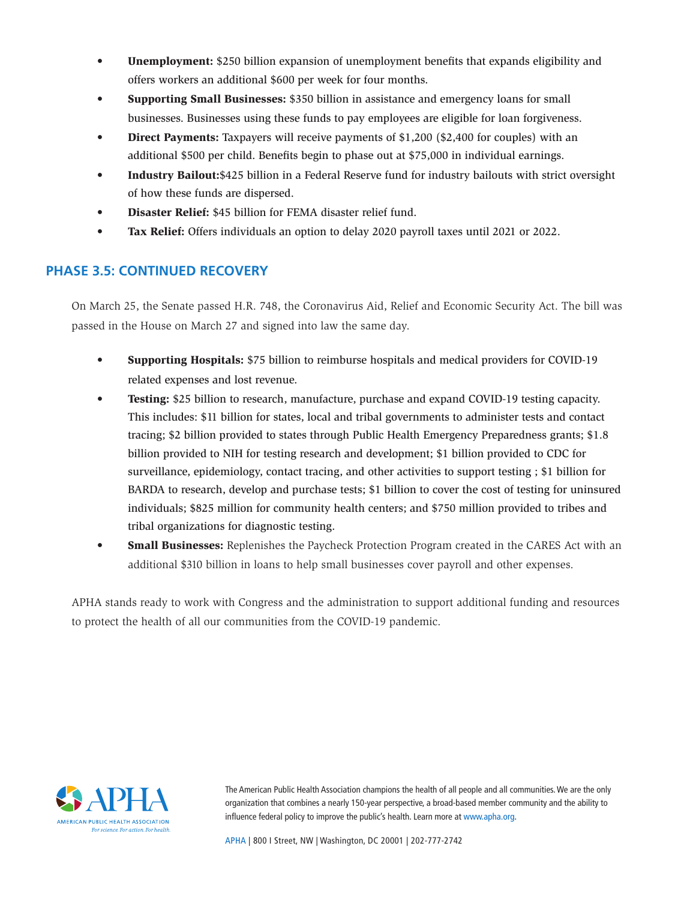- **Unemployment:** $250 billion expansion of unemployment benefits that expands eligibility and offers workers an additional $600 per week for four months.
- **Supporting Small Businesses:** $350 billion in assistance and emergency loans for small businesses. Businesses using these funds to pay employees are eligible for loan forgiveness.
- **Direct Payments:** Taxpayers will receive payments of $1,200 ($2,400 for couples) with an additional $500 per child. Benefits begin to phase out at $75,000 in individual earnings.
- **Industry Bailout:**$425 billion in a Federal Reserve fund for industry bailouts with strict oversight of how these funds are dispersed.
- **Disaster Relief:** $45 billion for FEMA disaster relief fund.
- **Tax Relief:** Offers individuals an option to delay 2020 payroll taxes until 2021 or 2022.

## PHASE 3.5: CONTINUED RECOVERY

On March 25, the Senate passed H.R. 748, the Coronavirus Aid, Relief and Economic Security Act. The bill was passed in the House on March 27 and signed into law the same day.

- **Supporting Hospitals:** $75 billion to reimburse hospitals and medical providers for COVID-19 related expenses and lost revenue.
- **Testing:** $25 billion to research, manufacture, purchase and expand COVID-19 testing capacity. This includes: $11 billion for states, local and tribal governments to administer tests and contact tracing; $2 billion provided to states through Public Health Emergency Preparedness grants; $1.8 billion provided to NIH for testing research and development; $1 billion provided to CDC for surveillance, epidemiology, contact tracing, and other activities to support testing ; $1 billion for BARDA to research, develop and purchase tests; $1 billion to cover the cost of testing for uninsured individuals; $825 million for community health centers; and $750 million provided to tribes and tribal organizations for diagnostic testing.
- **Small Businesses:** Replenishes the Paycheck Protection Program created in the CARES Act with an additional $310 billion in loans to help small businesses cover payroll and other expenses.

APHA stands ready to work with Congress and the administration to support additional funding and resources to protect the health of all our communities from the COVID-19 pandemic.

APHA
AMERICAN PUBLIC HEALTH ASSOCIATION
*For science. For action. For health.*

The American Public Health Association champions the health of all people and all communities. We are the only organization that combines a nearly 150-year perspective, a broad-based member community and the ability to influence federal policy to improve the public's health. Learn more at www.apha.org.

APHA | 800 I Street, NW | Washington, DC 20001 | 202-777-2742